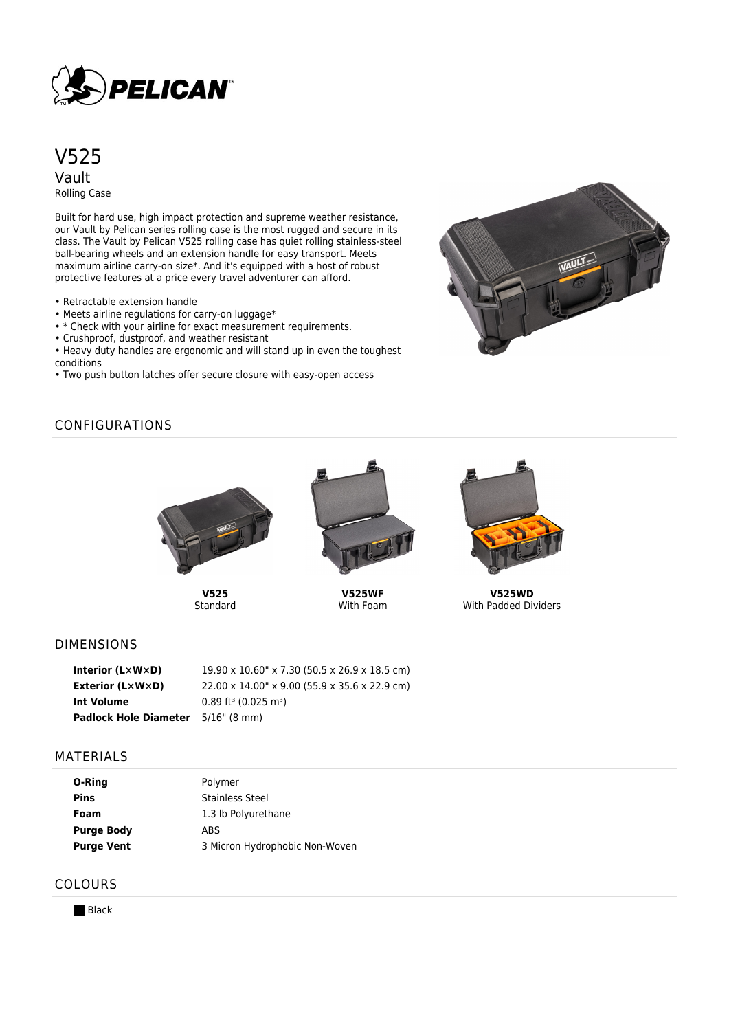# V525

## Vault

Rolling Case

Built for hard use, high impact protection and supreme weather resistance, our Vault by Pelican series rolling case is the most rugged and secure in its class. The Vault by Pelican V525 rolling case has quiet rolling stainless-steel ball-bearing wheels and an extension handle for easy transport. Meets maximum airline carry-on size*. And it's equipped with a host of robust protective features at a price every travel adventurer can afford.

- Retractable extension handle
- Meets airline regulations for carry-on luggage*
- * Check with your airline for exact measurement requirements.
- Crushproof, dustproof, and weather resistant
- Heavy duty handles are ergonomic and will stand up in even the toughest conditions
- Two push button latches offer secure closure with easy-open access

## CONFIGURATIONS

**V525**
Standard

**V525WF**
With Foam

**V525WD**
With Padded Dividers

## DIMENSIONS

| | |
|---|---|
| **Interior (L×W×D)** | 19.90 x 10.60" x 7.30 (50.5 x 26.9 x 18.5 cm) |
| **Exterior (L×W×D)** | 22.00 x 14.00" x 9.00 (55.9 x 35.6 x 22.9 cm) |
| **Int Volume** | 0.89 ft³ (0.025 m³) |
| **Padlock Hole Diameter** | 5/16" (8 mm) |

## MATERIALS

| | |
|---|---|
| **O-Ring** | Polymer |
| **Pins** | Stainless Steel |
| **Foam** | 1.3 lb Polyurethane |
| **Purge Body** | ABS |
| **Purge Vent** | 3 Micron Hydrophobic Non-Woven |

## COLOURS

Black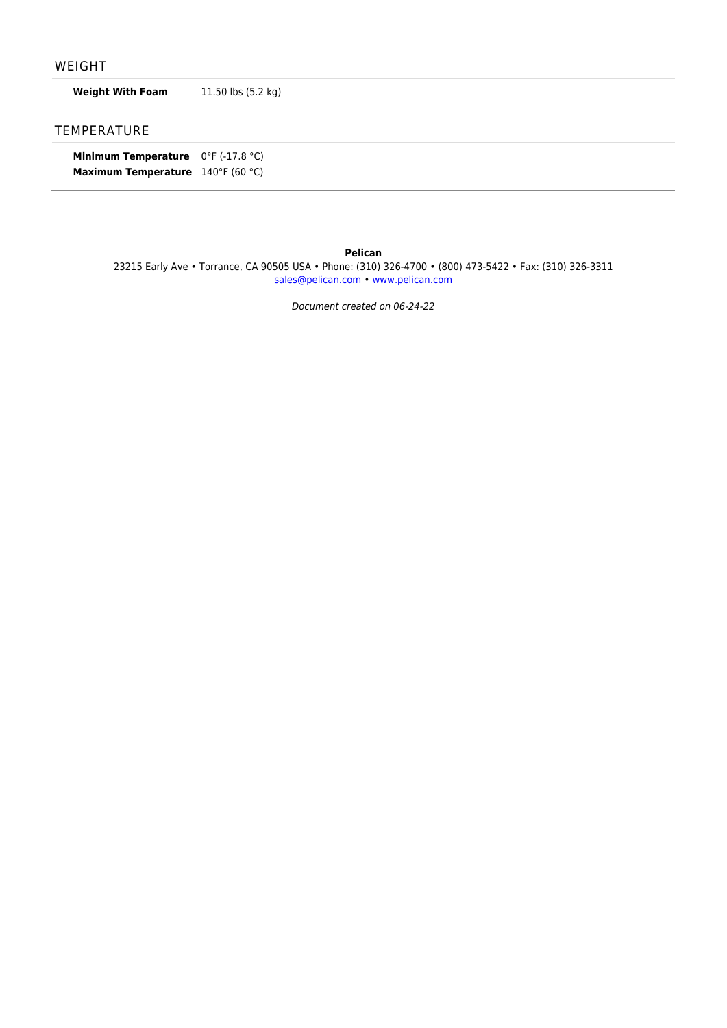## WEIGHT

| | |
|---|---|
| **Weight With Foam** | 11.50 lbs (5.2 kg) |

## TEMPERATURE

| | |
|---|---|
| **Minimum Temperature** | 0°F (-17.8 °C) |
| **Maximum Temperature** | 140°F (60 °C) |

**Pelican**
23215 Early Ave • Torrance, CA 90505 USA • Phone: (310) 326-4700 • (800) 473-5422 • Fax: (310) 326-3311
sales@pelican.com • www.pelican.com

*Document created on 06-24-22*